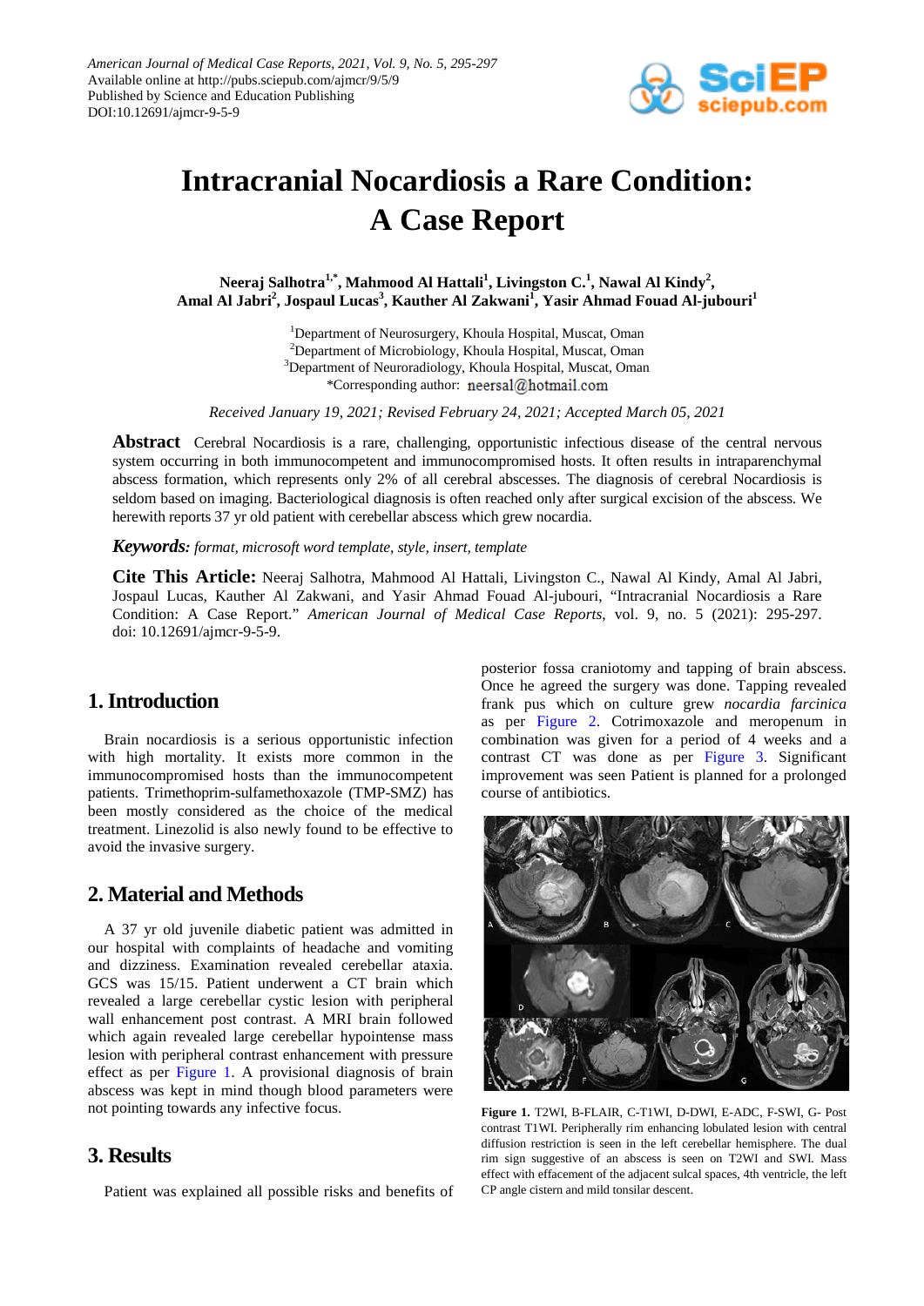# Intracranial Nocardiosis a Rare Condition: A Case Report

**Neeraj Salhotra[1,*], Mahmood Al Hattali[1], Livingston C.[1], Nawal Al Kindy[2], Amal Al Jabri[2], Jospaul Lucas[3], Kauther Al Zakwani[1], Yasir Ahmad Fouad Al-jubouri[1]**

[1]Department of Neurosurgery, Khoula Hospital, Muscat, Oman
[2]Department of Microbiology, Khoula Hospital, Muscat, Oman
[3]Department of Neuroradiology, Khoula Hospital, Muscat, Oman
*Corresponding author: neersal@hotmail.com

*Received January 19, 2021; Revised February 24, 2021; Accepted March 05, 2021*

**Abstract** Cerebral Nocardiosis is a rare, challenging, opportunistic infectious disease of the central nervous system occurring in both immunocompetent and immunocompromised hosts. It often results in intraparenchymal abscess formation, which represents only 2% of all cerebral abscesses. The diagnosis of cerebral Nocardiosis is seldom based on imaging. Bacteriological diagnosis is often reached only after surgical excision of the abscess. We herewith reports 37 yr old patient with cerebellar abscess which grew nocardia.

***Keywords:*** *format, microsoft word template, style, insert, template*

**Cite This Article:** Neeraj Salhotra, Mahmood Al Hattali, Livingston C., Nawal Al Kindy, Amal Al Jabri, Jospaul Lucas, Kauther Al Zakwani, and Yasir Ahmad Fouad Al-jubouri, "Intracranial Nocardiosis a Rare Condition: A Case Report." *American Journal of Medical Case Reports*, vol. 9, no. 5 (2021): 295-297. doi: 10.12691/ajmcr-9-5-9.

## 1. Introduction

Brain nocardiosis is a serious opportunistic infection with high mortality. It exists more common in the immunocompromised hosts than the immunocompetent patients. Trimethoprim-sulfamethoxazole (TMP-SMZ) has been mostly considered as the choice of the medical treatment. Linezolid is also newly found to be effective to avoid the invasive surgery.

## 2. Material and Methods

A 37 yr old juvenile diabetic patient was admitted in our hospital with complaints of headache and vomiting and dizziness. Examination revealed cerebellar ataxia. GCS was 15/15. Patient underwent a CT brain which revealed a large cerebellar cystic lesion with peripheral wall enhancement post contrast. A MRI brain followed which again revealed large cerebellar hypointense mass lesion with peripheral contrast enhancement with pressure effect as per Figure 1. A provisional diagnosis of brain abscess was kept in mind though blood parameters were not pointing towards any infective focus.

## 3. Results

Patient was explained all possible risks and benefits of posterior fossa craniotomy and tapping of brain abscess. Once he agreed the surgery was done. Tapping revealed frank pus which on culture grew *nocardia farcinica* as per Figure 2. Cotrimoxazole and meropenum in combination was given for a period of 4 weeks and a contrast CT was done as per Figure 3. Significant improvement was seen Patient is planned for a prolonged course of antibiotics.

**Figure 1.** T2WI, B-FLAIR, C-T1WI, D-DWI, E-ADC, F-SWI, G- Post contrast T1WI. Peripherally rim enhancing lobulated lesion with central diffusion restriction is seen in the left cerebellar hemisphere. The dual rim sign suggestive of an abscess is seen on T2WI and SWI. Mass effect with effacement of the adjacent sulcal spaces, 4th ventricle, the left CP angle cistern and mild tonsilar descent.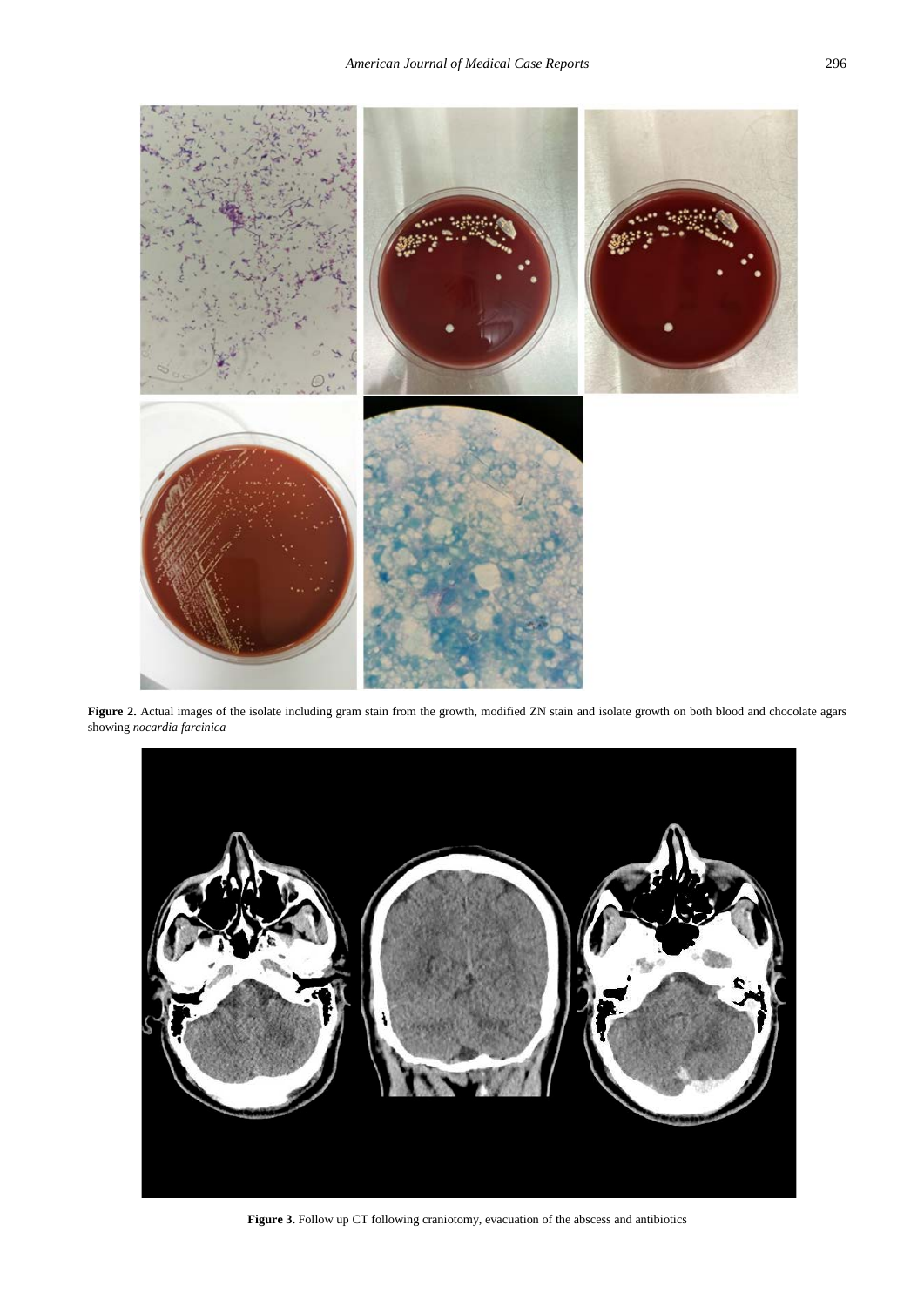**Figure 2.** Actual images of the isolate including gram stain from the growth, modified ZN stain and isolate growth on both blood and chocolate agars showing *nocardia farcinica*

**Figure 3.** Follow up CT following craniotomy, evacuation of the abscess and antibiotics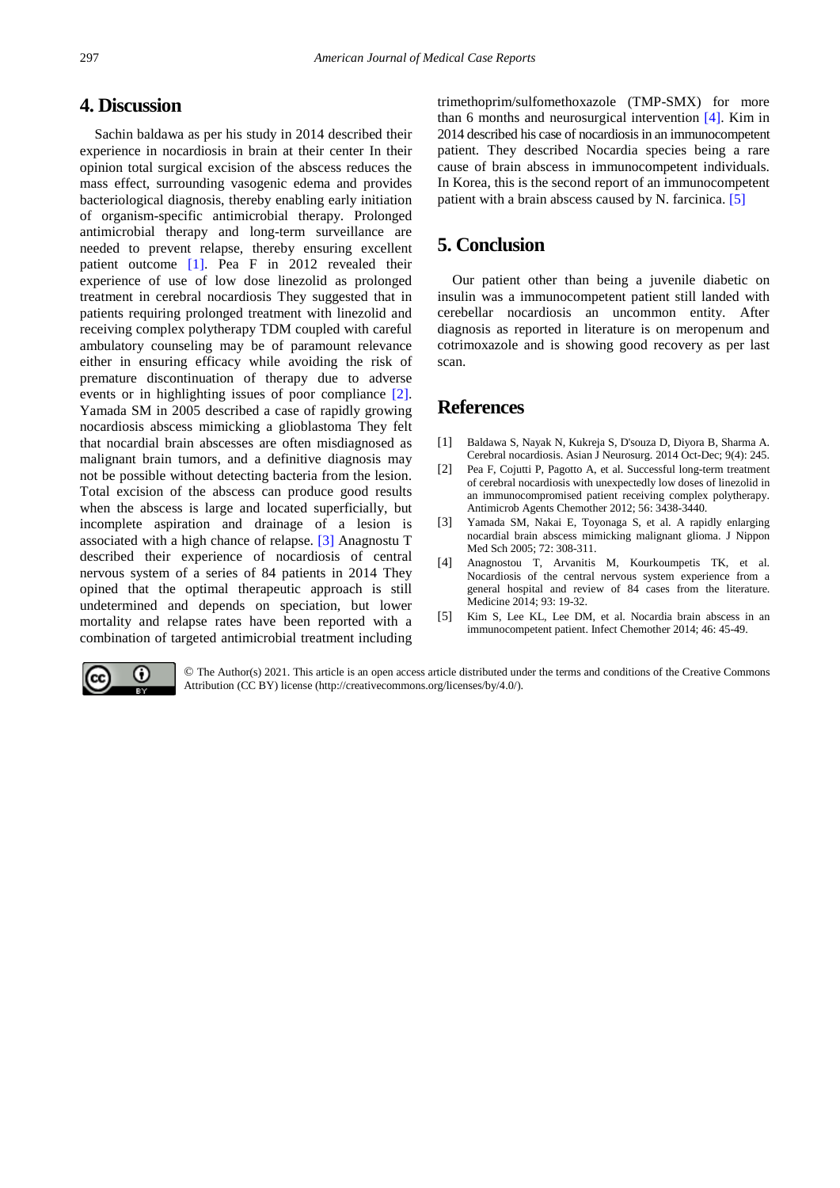## 4. Discussion

Sachin baldawa as per his study in 2014 described their experience in nocardiosis in brain at their center In their opinion total surgical excision of the abscess reduces the mass effect, surrounding vasogenic edema and provides bacteriological diagnosis, thereby enabling early initiation of organism-specific antimicrobial therapy. Prolonged antimicrobial therapy and long-term surveillance are needed to prevent relapse, thereby ensuring excellent patient outcome [1]. Pea F in 2012 revealed their experience of use of low dose linezolid as prolonged treatment in cerebral nocardiosis They suggested that in patients requiring prolonged treatment with linezolid and receiving complex polytherapy TDM coupled with careful ambulatory counseling may be of paramount relevance either in ensuring efficacy while avoiding the risk of premature discontinuation of therapy due to adverse events or in highlighting issues of poor compliance [2]. Yamada SM in 2005 described a case of rapidly growing nocardiosis abscess mimicking a glioblastoma They felt that nocardial brain abscesses are often misdiagnosed as malignant brain tumors, and a definitive diagnosis may not be possible without detecting bacteria from the lesion. Total excision of the abscess can produce good results when the abscess is large and located superficially, but incomplete aspiration and drainage of a lesion is associated with a high chance of relapse. [3] Anagnostu T described their experience of nocardiosis of central nervous system of a series of 84 patients in 2014 They opined that the optimal therapeutic approach is still undetermined and depends on speciation, but lower mortality and relapse rates have been reported with a combination of targeted antimicrobial treatment including trimethoprim/sulfomethoxazole (TMP-SMX) for more than 6 months and neurosurgical intervention [4]. Kim in 2014 described his case of nocardiosis in an immunocompetent patient. They described Nocardia species being a rare cause of brain abscess in immunocompetent individuals. In Korea, this is the second report of an immunocompetent patient with a brain abscess caused by N. farcinica. [5]

## 5. Conclusion

Our patient other than being a juvenile diabetic on insulin was a immunocompetent patient still landed with cerebellar nocardiosis an uncommon entity. After diagnosis as reported in literature is on meropenum and cotrimoxazole and is showing good recovery as per last scan.

## References

[1] Baldawa S, Nayak N, Kukreja S, D'souza D, Diyora B, Sharma A. Cerebral nocardiosis. Asian J Neurosurg. 2014 Oct-Dec; 9(4): 245.

[2] Pea F, Cojutti P, Pagotto A, et al. Successful long-term treatment of cerebral nocardiosis with unexpectedly low doses of linezolid in an immunocompromised patient receiving complex polytherapy. Antimicrob Agents Chemother 2012; 56: 3438-3440.

[3] Yamada SM, Nakai E, Toyonaga S, et al. A rapidly enlarging nocardial brain abscess mimicking malignant glioma. J Nippon Med Sch 2005; 72: 308-311.

[4] Anagnostou T, Arvanitis M, Kourkoumpetis TK, et al. Nocardiosis of the central nervous system experience from a general hospital and review of 84 cases from the literature. Medicine 2014; 93: 19-32.

[5] Kim S, Lee KL, Lee DM, et al. Nocardia brain abscess in an immunocompetent patient. Infect Chemother 2014; 46: 45-49.

© The Author(s) 2021. This article is an open access article distributed under the terms and conditions of the Creative Commons Attribution (CC BY) license (http://creativecommons.org/licenses/by/4.0/).